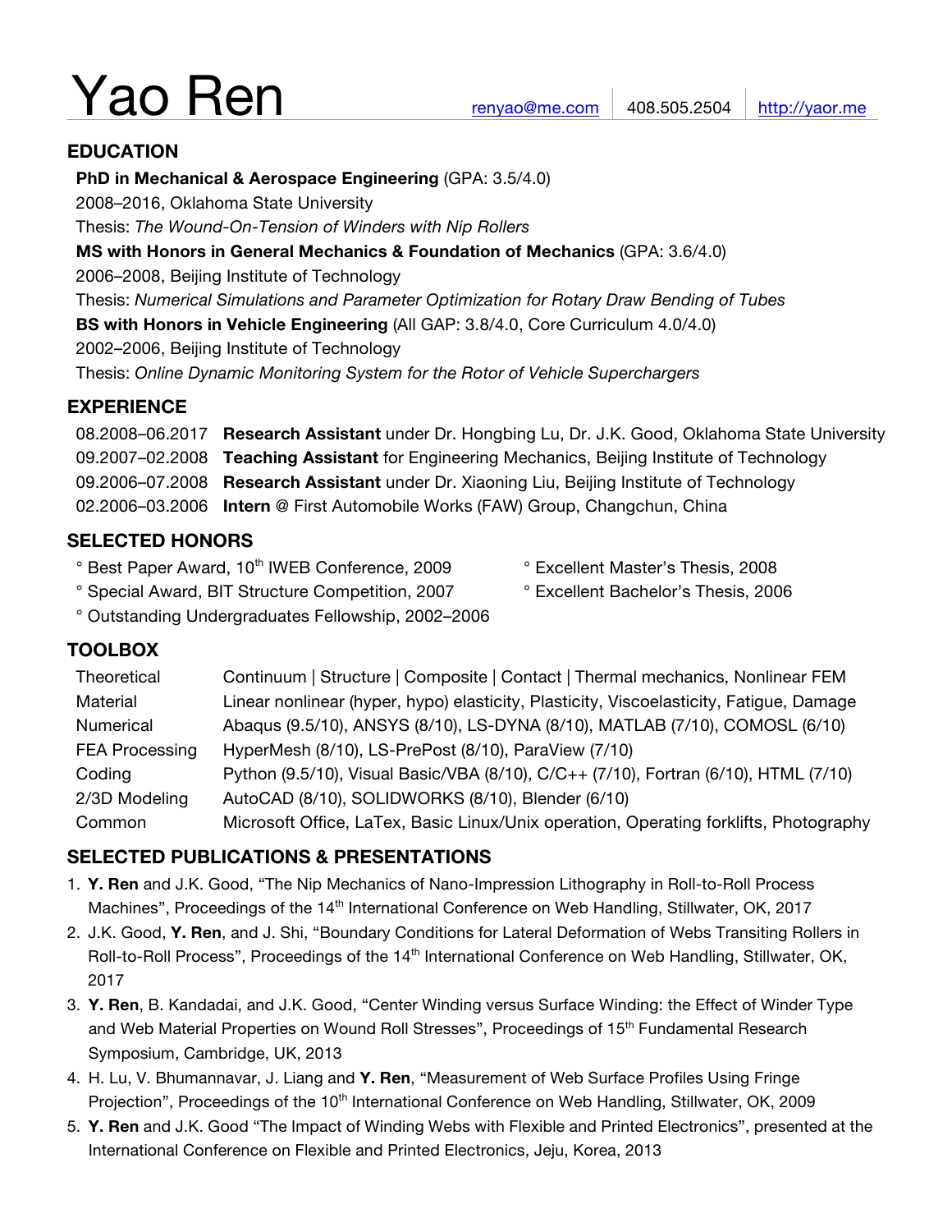# Yao Ren

renyao@me.com | 408.505.2504 | http://yaor.me

## EDUCATION

**PhD in Mechanical & Aerospace Engineering** (GPA: 3.5/4.0)
2008–2016, Oklahoma State University
Thesis: *The Wound-On-Tension of Winders with Nip Rollers*

**MS with Honors in General Mechanics & Foundation of Mechanics** (GPA: 3.6/4.0)
2006–2008, Beijing Institute of Technology
Thesis: *Numerical Simulations and Parameter Optimization for Rotary Draw Bending of Tubes*

**BS with Honors in Vehicle Engineering** (All GAP: 3.8/4.0, Core Curriculum 4.0/4.0)
2002–2006, Beijing Institute of Technology
Thesis: *Online Dynamic Monitoring System for the Rotor of Vehicle Superchargers*

## EXPERIENCE

| | |
|---|---|
| 08.2008–06.2017 | **Research Assistant** under Dr. Hongbing Lu, Dr. J.K. Good, Oklahoma State University |
| 09.2007–02.2008 | **Teaching Assistant** for Engineering Mechanics, Beijing Institute of Technology |
| 09.2006–07.2008 | **Research Assistant** under Dr. Xiaoning Liu, Beijing Institute of Technology |
| 02.2006–03.2006 | **Intern** @ First Automobile Works (FAW) Group, Changchun, China |

## SELECTED HONORS

° Best Paper Award, 10th IWEB Conference, 2009
° Special Award, BIT Structure Competition, 2007
° Outstanding Undergraduates Fellowship, 2002–2006
° Excellent Master's Thesis, 2008
° Excellent Bachelor's Thesis, 2006

## TOOLBOX

| | |
|---|---|
| Theoretical | Continuum \| Structure \| Composite \| Contact \| Thermal mechanics, Nonlinear FEM |
| Material | Linear nonlinear (hyper, hypo) elasticity, Plasticity, Viscoelasticity, Fatigue, Damage |
| Numerical | Abaqus (9.5/10), ANSYS (8/10), LS-DYNA (8/10), MATLAB (7/10), COMOSL (6/10) |
| FEA Processing | HyperMesh (8/10), LS-PrePost (8/10), ParaView (7/10) |
| Coding | Python (9.5/10), Visual Basic/VBA (8/10), C/C++ (7/10), Fortran (6/10), HTML (7/10) |
| 2/3D Modeling | AutoCAD (8/10), SOLIDWORKS (8/10), Blender (6/10) |
| Common | Microsoft Office, LaTex, Basic Linux/Unix operation, Operating forklifts, Photography |

## SELECTED PUBLICATIONS & PRESENTATIONS

1. **Y. Ren** and J.K. Good, "The Nip Mechanics of Nano-Impression Lithography in Roll-to-Roll Process Machines", Proceedings of the 14th International Conference on Web Handling, Stillwater, OK, 2017
2. J.K. Good, **Y. Ren**, and J. Shi, "Boundary Conditions for Lateral Deformation of Webs Transiting Rollers in Roll-to-Roll Process", Proceedings of the 14th International Conference on Web Handling, Stillwater, OK, 2017
3. **Y. Ren**, B. Kandadai, and J.K. Good, "Center Winding versus Surface Winding: the Effect of Winder Type and Web Material Properties on Wound Roll Stresses", Proceedings of 15th Fundamental Research Symposium, Cambridge, UK, 2013
4. H. Lu, V. Bhumannavar, J. Liang and **Y. Ren**, "Measurement of Web Surface Profiles Using Fringe Projection", Proceedings of the 10th International Conference on Web Handling, Stillwater, OK, 2009
5. **Y. Ren** and J.K. Good "The Impact of Winding Webs with Flexible and Printed Electronics", presented at the International Conference on Flexible and Printed Electronics, Jeju, Korea, 2013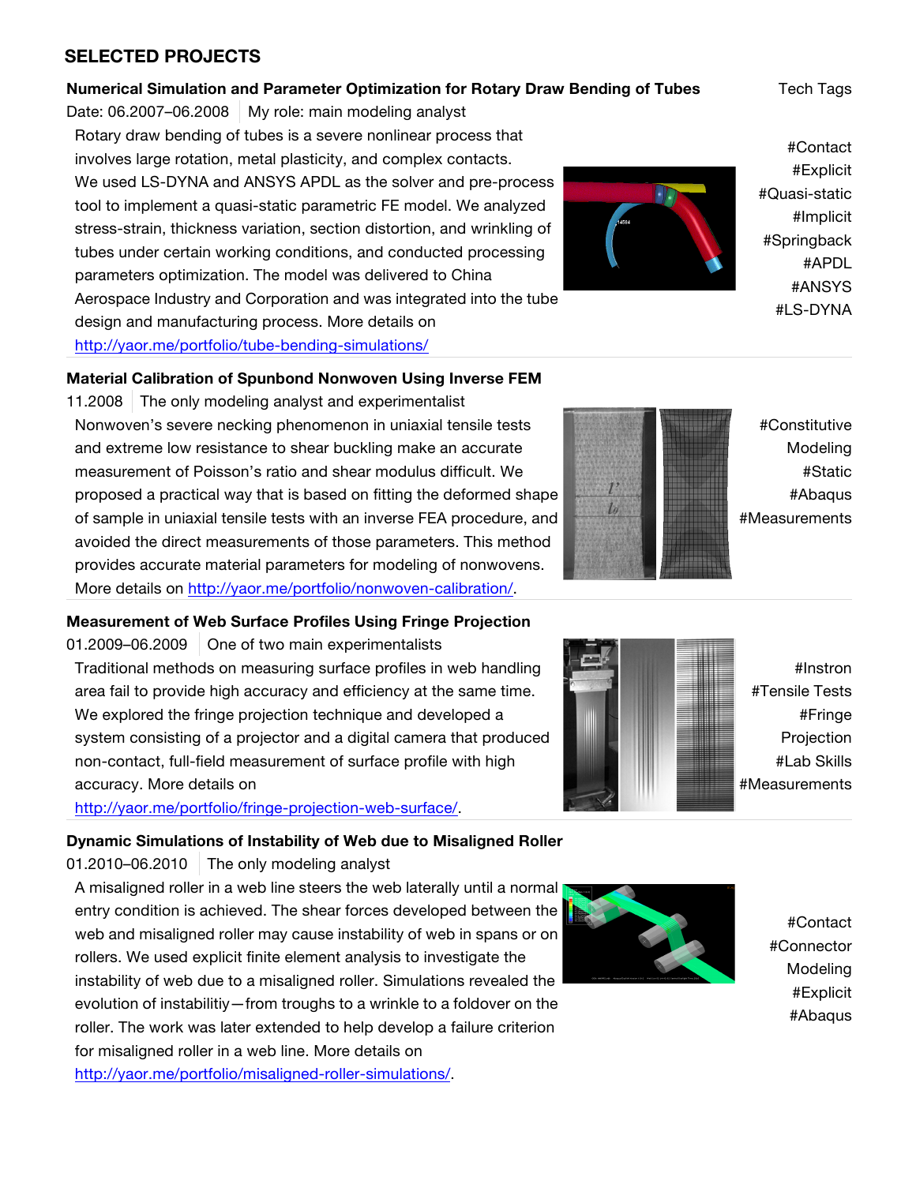## SELECTED PROJECTS

### Numerical Simulation and Parameter Optimization for Rotary Draw Bending of Tubes

Date: 06.2007–06.2008 | My role: main modeling analyst

Rotary draw bending of tubes is a severe nonlinear process that involves large rotation, metal plasticity, and complex contacts. We used LS-DYNA and ANSYS APDL as the solver and pre-process tool to implement a quasi-static parametric FE model. We analyzed stress-strain, thickness variation, section distortion, and wrinkling of tubes under certain working conditions, and conducted processing parameters optimization. The model was delivered to China Aerospace Industry and Corporation and was integrated into the tube design and manufacturing process. More details on http://yaor.me/portfolio/tube-bending-simulations/

Tech Tags: #Contact #Explicit #Quasi-static #Implicit #Springback #APDL #ANSYS #LS-DYNA

### Material Calibration of Spunbond Nonwoven Using Inverse FEM

11.2008 | The only modeling analyst and experimentalist

Nonwoven's severe necking phenomenon in uniaxial tensile tests and extreme low resistance to shear buckling make an accurate measurement of Poisson's ratio and shear modulus difficult. We proposed a practical way that is based on fitting the deformed shape of sample in uniaxial tensile tests with an inverse FEA procedure, and avoided the direct measurements of those parameters. This method provides accurate material parameters for modeling of nonwovens. More details on http://yaor.me/portfolio/nonwoven-calibration/.

#Constitutive Modeling #Static #Abaqus #Measurements

### Measurement of Web Surface Profiles Using Fringe Projection

01.2009–06.2009 | One of two main experimentalists

Traditional methods on measuring surface profiles in web handling area fail to provide high accuracy and efficiency at the same time. We explored the fringe projection technique and developed a system consisting of a projector and a digital camera that produced non-contact, full-field measurement of surface profile with high accuracy. More details on http://yaor.me/portfolio/fringe-projection-web-surface/.

#Instron #Tensile Tests #Fringe Projection #Lab Skills #Measurements

### Dynamic Simulations of Instability of Web due to Misaligned Roller

01.2010–06.2010 | The only modeling analyst

A misaligned roller in a web line steers the web laterally until a normal entry condition is achieved. The shear forces developed between the web and misaligned roller may cause instability of web in spans or on rollers. We used explicit finite element analysis to investigate the instability of web due to a misaligned roller. Simulations revealed the evolution of instabilitiy—from troughs to a wrinkle to a foldover on the roller. The work was later extended to help develop a failure criterion for misaligned roller in a web line. More details on http://yaor.me/portfolio/misaligned-roller-simulations/.

#Contact #Connector Modeling #Explicit #Abaqus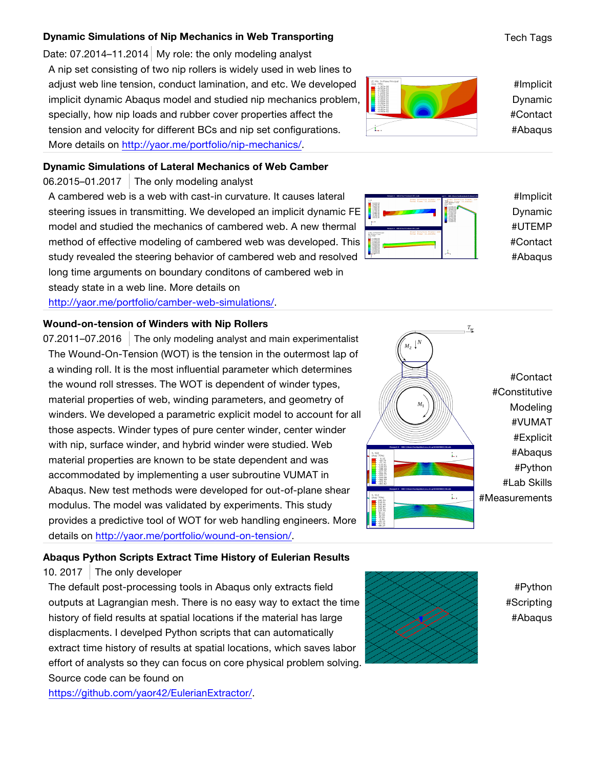Tech Tags

**Dynamic Simulations of Nip Mechanics in Web Transporting**

Date: 07.2014–11.2014 | My role: the only modeling analyst

A nip set consisting of two nip rollers is widely used in web lines to adjust web line tension, conduct lamination, and etc. We developed implicit dynamic Abaqus model and studied nip mechanics problem, specially, how nip loads and rubber cover properties affect the tension and velocity for different BCs and nip set configurations. More details on http://yaor.me/portfolio/nip-mechanics/.

#Implicit Dynamic #Contact #Abaqus

**Dynamic Simulations of Lateral Mechanics of Web Camber**

06.2015–01.2017 | The only modeling analyst

A cambered web is a web with cast-in curvature. It causes lateral steering issues in transmitting. We developed an implicit dynamic FE model and studied the mechanics of cambered web. A new thermal method of effective modeling of cambered web was developed. This study revealed the steering behavior of cambered web and resolved long time arguments on boundary conditons of cambered web in steady state in a web line. More details on http://yaor.me/portfolio/camber-web-simulations/.

#Implicit Dynamic #UTEMP #Contact #Abaqus

**Wound-on-tension of Winders with Nip Rollers**

07.2011–07.2016 | The only modeling analyst and main experimentalist

The Wound-On-Tension (WOT) is the tension in the outermost lap of a winding roll. It is the most influential parameter which determines the wound roll stresses. The WOT is dependent of winder types, material properties of web, winding parameters, and geometry of winders. We developed a parametric explicit model to account for all those aspects. Winder types of pure center winder, center winder with nip, surface winder, and hybrid winder were studied. Web material properties are known to be state dependent and was accommodated by implementing a user subroutine VUMAT in Abaqus. New test methods were developed for out-of-plane shear modulus. The model was validated by experiments. This study provides a predictive tool of WOT for web handling engineers. More details on http://yaor.me/portfolio/wound-on-tension/.

#Contact #Constitutive Modeling #VUMAT #Explicit #Abaqus #Python #Lab Skills #Measurements

**Abaqus Python Scripts Extract Time History of Eulerian Results**

10. 2017 | The only developer

The default post-processing tools in Abaqus only extracts field outputs at Lagrangian mesh. There is no easy way to extact the time history of field results at spatial locations if the material has large displacments. I develped Python scripts that can automatically extract time history of results at spatial locations, which saves labor effort of analysts so they can focus on core physical problem solving. Source code can be found on https://github.com/yaor42/EulerianExtractor/.

#Python #Scripting #Abaqus